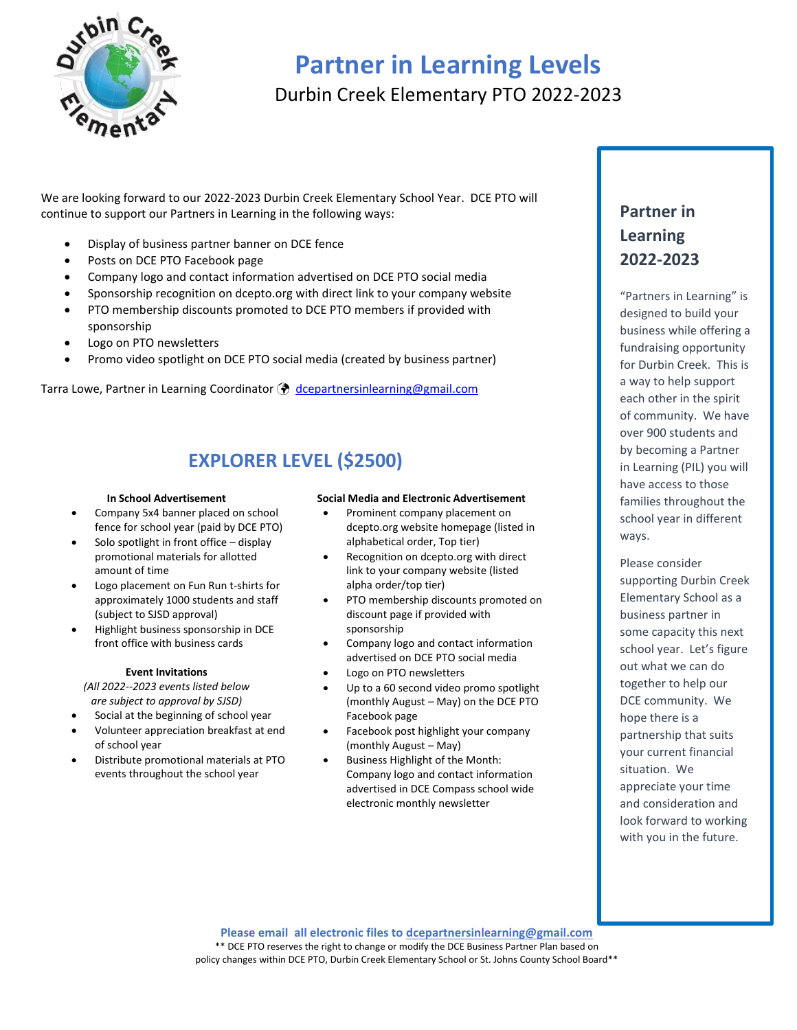# Partner in Learning Levels

Durbin Creek Elementary PTO 2022-2023

We are looking forward to our 2022-2023 Durbin Creek Elementary School Year. DCE PTO will continue to support our Partners in Learning in the following ways:

- Display of business partner banner on DCE fence
- Posts on DCE PTO Facebook page
- Company logo and contact information advertised on DCE PTO social media
- Sponsorship recognition on dcepto.org with direct link to your company website
- PTO membership discounts promoted to DCE PTO members if provided with sponsorship
- Logo on PTO newsletters
- Promo video spotlight on DCE PTO social media (created by business partner)

Tarra Lowe, Partner in Learning Coordinator 🌍 dcepartnersinlearning@gmail.com

## EXPLORER LEVEL ($2500)

**In School Advertisement**

- Company 5x4 banner placed on school fence for school year (paid by DCE PTO)
- Solo spotlight in front office – display promotional materials for allotted amount of time
- Logo placement on Fun Run t-shirts for approximately 1000 students and staff (subject to SJSD approval)
- Highlight business sponsorship in DCE front office with business cards

**Event Invitations**

*(All 2022--2023 events listed below are subject to approval by SJSD)*

- Social at the beginning of school year
- Volunteer appreciation breakfast at end of school year
- Distribute promotional materials at PTO events throughout the school year

**Social Media and Electronic Advertisement**

- Prominent company placement on dcepto.org website homepage (listed in alphabetical order, Top tier)
- Recognition on dcepto.org with direct link to your company website (listed alpha order/top tier)
- PTO membership discounts promoted on discount page if provided with sponsorship
- Company logo and contact information advertised on DCE PTO social media
- Logo on PTO newsletters
- Up to a 60 second video promo spotlight (monthly August – May) on the DCE PTO Facebook page
- Facebook post highlight your company (monthly August – May)
- Business Highlight of the Month: Company logo and contact information advertised in DCE Compass school wide electronic monthly newsletter

### Partner in Learning 2022-2023

"Partners in Learning" is designed to build your business while offering a fundraising opportunity for Durbin Creek. This is a way to help support each other in the spirit of community. We have over 900 students and by becoming a Partner in Learning (PIL) you will have access to those families throughout the school year in different ways.

Please consider supporting Durbin Creek Elementary School as a business partner in some capacity this next school year. Let's figure out what we can do together to help our DCE community. We hope there is a partnership that suits your current financial situation. We appreciate your time and consideration and look forward to working with you in the future.

**Please email all electronic files to dcepartnersinlearning@gmail.com**

** DCE PTO reserves the right to change or modify the DCE Business Partner Plan based on policy changes within DCE PTO, Durbin Creek Elementary School or St. Johns County School Board**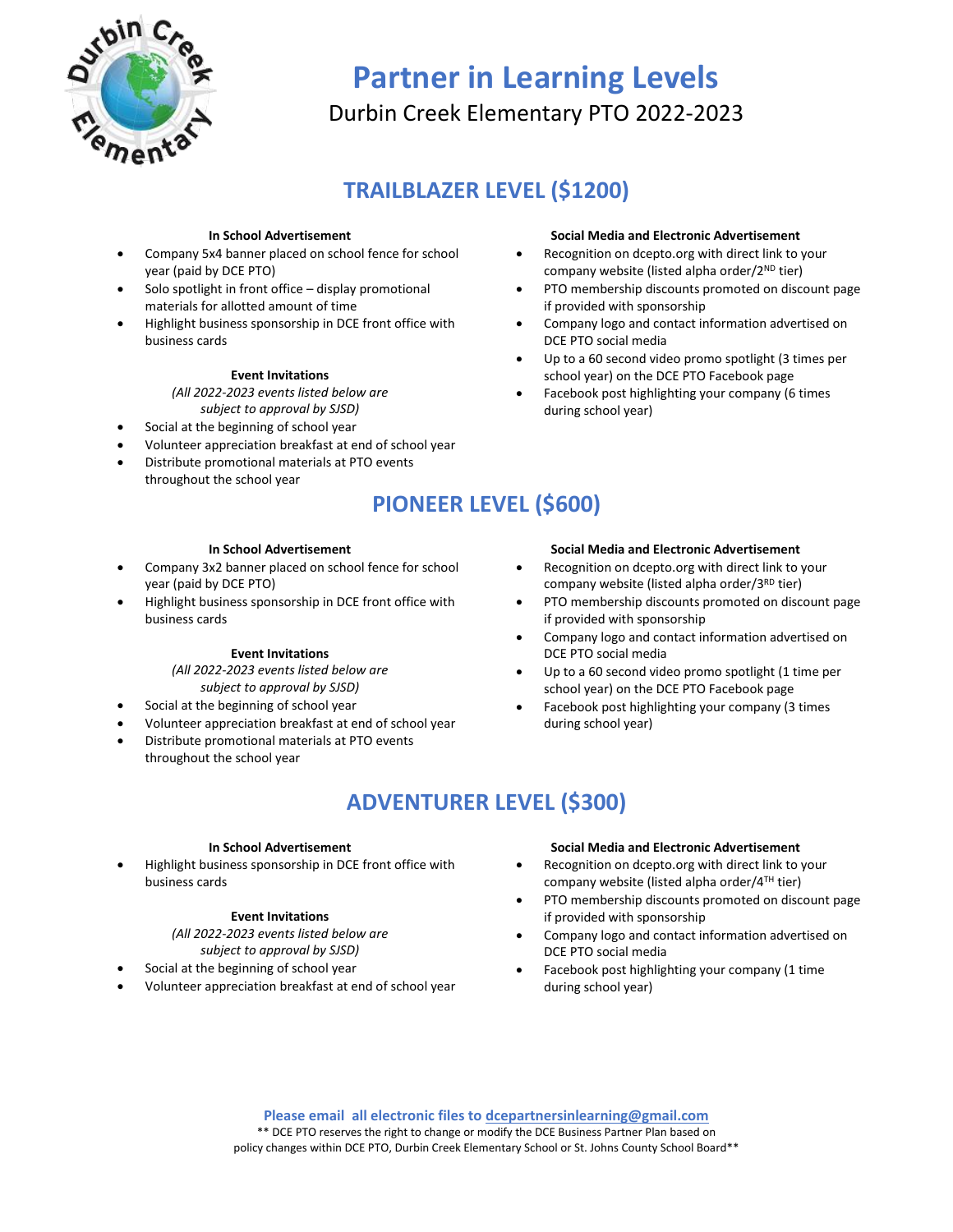# Partner in Learning Levels

Durbin Creek Elementary PTO 2022-2023

## TRAILBLAZER LEVEL ($1200)

**In School Advertisement**

- Company 5x4 banner placed on school fence for school year (paid by DCE PTO)
- Solo spotlight in front office – display promotional materials for allotted amount of time
- Highlight business sponsorship in DCE front office with business cards

**Event Invitations**

*(All 2022-2023 events listed below are subject to approval by SJSD)*

- Social at the beginning of school year
- Volunteer appreciation breakfast at end of school year
- Distribute promotional materials at PTO events throughout the school year

**Social Media and Electronic Advertisement**

- Recognition on dcepto.org with direct link to your company website (listed alpha order/2ND tier)
- PTO membership discounts promoted on discount page if provided with sponsorship
- Company logo and contact information advertised on DCE PTO social media
- Up to a 60 second video promo spotlight (3 times per school year) on the DCE PTO Facebook page
- Facebook post highlighting your company (6 times during school year)

## PIONEER LEVEL ($600)

**In School Advertisement**

- Company 3x2 banner placed on school fence for school year (paid by DCE PTO)
- Highlight business sponsorship in DCE front office with business cards

**Event Invitations**

*(All 2022-2023 events listed below are subject to approval by SJSD)*

- Social at the beginning of school year
- Volunteer appreciation breakfast at end of school year
- Distribute promotional materials at PTO events throughout the school year

**Social Media and Electronic Advertisement**

- Recognition on dcepto.org with direct link to your company website (listed alpha order/3RD tier)
- PTO membership discounts promoted on discount page if provided with sponsorship
- Company logo and contact information advertised on DCE PTO social media
- Up to a 60 second video promo spotlight (1 time per school year) on the DCE PTO Facebook page
- Facebook post highlighting your company (3 times during school year)

## ADVENTURER LEVEL ($300)

**In School Advertisement**

- Highlight business sponsorship in DCE front office with business cards

**Event Invitations**

*(All 2022-2023 events listed below are subject to approval by SJSD)*

- Social at the beginning of school year
- Volunteer appreciation breakfast at end of school year

**Social Media and Electronic Advertisement**

- Recognition on dcepto.org with direct link to your company website (listed alpha order/4TH tier)
- PTO membership discounts promoted on discount page if provided with sponsorship
- Company logo and contact information advertised on DCE PTO social media
- Facebook post highlighting your company (1 time during school year)

**Please email all electronic files to dcepartnersinlearning@gmail.com**

** DCE PTO reserves the right to change or modify the DCE Business Partner Plan based on policy changes within DCE PTO, Durbin Creek Elementary School or St. Johns County School Board**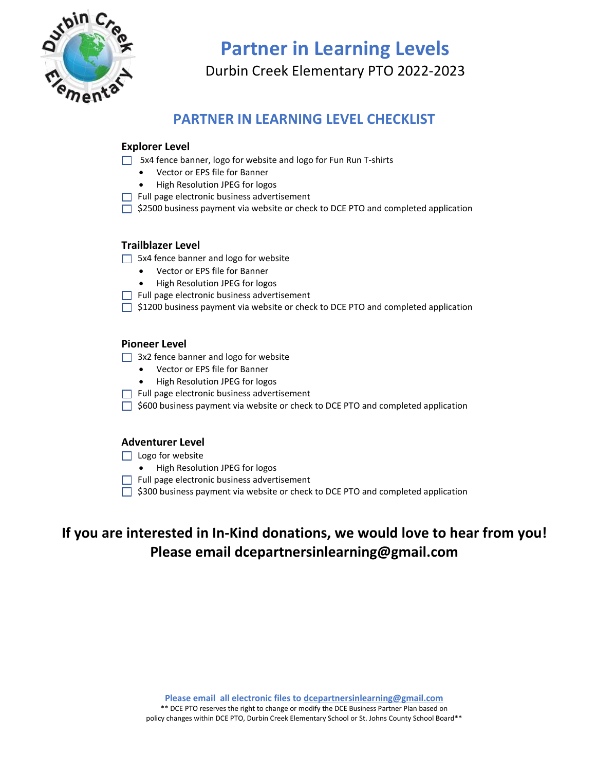# Partner in Learning Levels

Durbin Creek Elementary PTO 2022-2023

## PARTNER IN LEARNING LEVEL CHECKLIST

### Explorer Level

- [ ] 5x4 fence banner, logo for website and logo for Fun Run T-shirts
  - Vector or EPS file for Banner
  - High Resolution JPEG for logos
- [ ] Full page electronic business advertisement
- [ ] $2500 business payment via website or check to DCE PTO and completed application

### Trailblazer Level

- [ ] 5x4 fence banner and logo for website
  - Vector or EPS file for Banner
  - High Resolution JPEG for logos
- [ ] Full page electronic business advertisement
- [ ] $1200 business payment via website or check to DCE PTO and completed application

### Pioneer Level

- [ ] 3x2 fence banner and logo for website
  - Vector or EPS file for Banner
  - High Resolution JPEG for logos
- [ ] Full page electronic business advertisement
- [ ] $600 business payment via website or check to DCE PTO and completed application

### Adventurer Level

- [ ] Logo for website
  - High Resolution JPEG for logos
- [ ] Full page electronic business advertisement
- [ ] $300 business payment via website or check to DCE PTO and completed application

**If you are interested in In-Kind donations, we would love to hear from you!**
**Please email dcepartnersinlearning@gmail.com**

**Please email all electronic files to dcepartnersinlearning@gmail.com**

** DCE PTO reserves the right to change or modify the DCE Business Partner Plan based on policy changes within DCE PTO, Durbin Creek Elementary School or St. Johns County School Board**